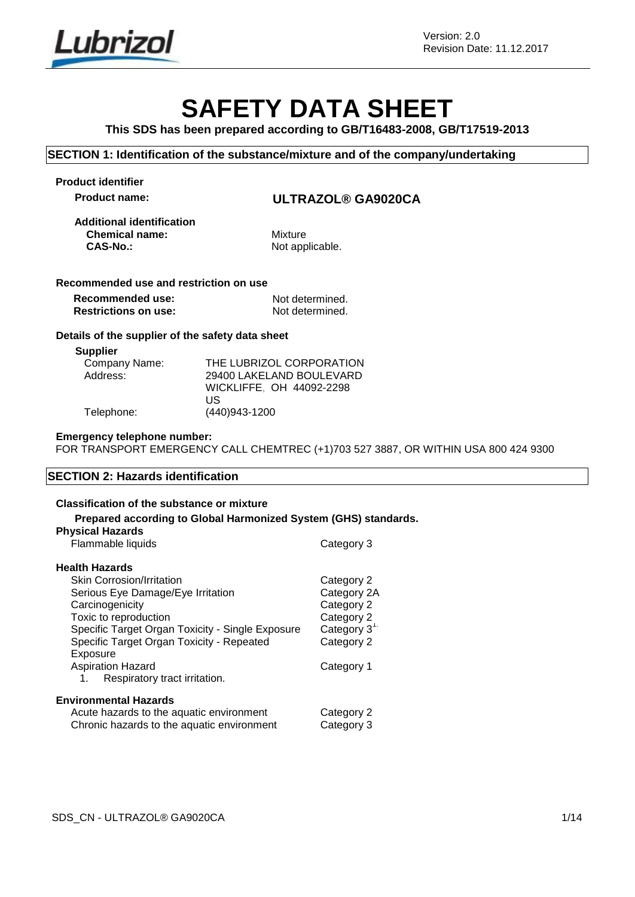Version: 2.0
Revision Date: 11.12.2017

# SAFETY DATA SHEET

**This SDS has been prepared according to GB/T16483-2008, GB/T17519-2013**

## SECTION 1: Identification of the substance/mixture and of the company/undertaking

**Product identifier**

**Product name:** **ULTRAZOL® GA9020CA**

**Additional identification**

**Chemical name:** Mixture
**CAS-No.:** Not applicable.

**Recommended use and restriction on use**

**Recommended use:** Not determined.
**Restrictions on use:** Not determined.

**Details of the supplier of the safety data sheet**

**Supplier**

Company Name: THE LUBRIZOL CORPORATION
Address: 29400 LAKELAND BOULEVARD
WICKLIFFE, OH 44092-2298
US
Telephone: (440)943-1200

**Emergency telephone number:**
FOR TRANSPORT EMERGENCY CALL CHEMTREC (+1)703 527 3887, OR WITHIN USA 800 424 9300

## SECTION 2: Hazards identification

**Classification of the substance or mixture**

**Prepared according to Global Harmonized System (GHS) standards.**

**Physical Hazards**

| | |
|---|---|
| Flammable liquids | Category 3 |

**Health Hazards**

| | |
|---|---|
| Skin Corrosion/Irritation | Category 2 |
| Serious Eye Damage/Eye Irritation | Category 2A |
| Carcinogenicity | Category 2 |
| Toxic to reproduction | Category 2 |
| Specific Target Organ Toxicity - Single Exposure | Category 3[1.] |
| Specific Target Organ Toxicity - Repeated Exposure | Category 2 |
| Aspiration Hazard | Category 1 |

1. Respiratory tract irritation.

**Environmental Hazards**

| | |
|---|---|
| Acute hazards to the aquatic environment | Category 2 |
| Chronic hazards to the aquatic environment | Category 3 |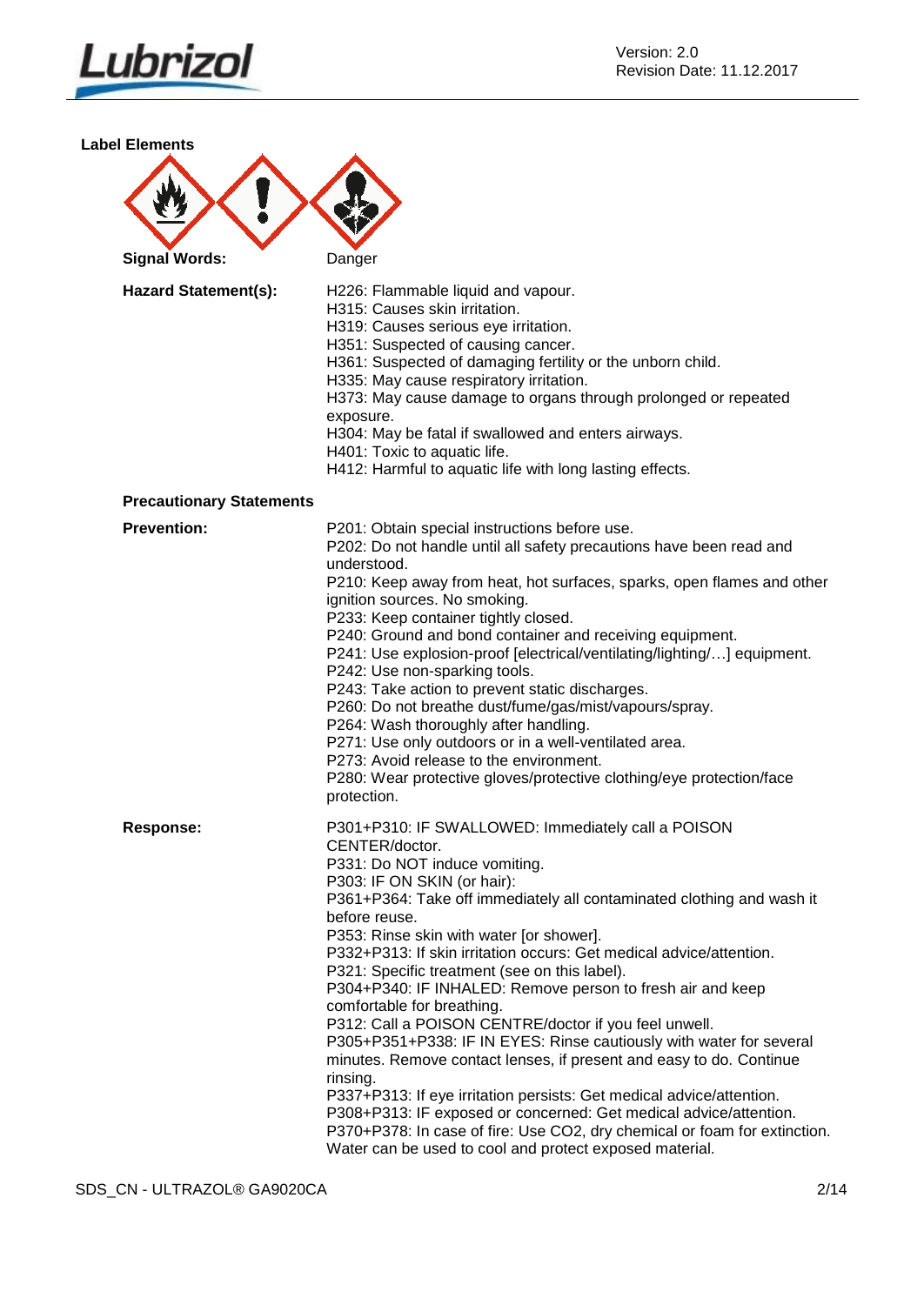**Label Elements**

| | |
|---|---|
| **Signal Words:** | Danger |
| **Hazard Statement(s):** | H226: Flammable liquid and vapour.<br>H315: Causes skin irritation.<br>H319: Causes serious eye irritation.<br>H351: Suspected of causing cancer.<br>H361: Suspected of damaging fertility or the unborn child.<br>H335: May cause respiratory irritation.<br>H373: May cause damage to organs through prolonged or repeated exposure.<br>H304: May be fatal if swallowed and enters airways.<br>H401: Toxic to aquatic life.<br>H412: Harmful to aquatic life with long lasting effects. |

**Precautionary Statements**

| | |
|---|---|
| **Prevention:** | P201: Obtain special instructions before use.<br>P202: Do not handle until all safety precautions have been read and understood.<br>P210: Keep away from heat, hot surfaces, sparks, open flames and other ignition sources. No smoking.<br>P233: Keep container tightly closed.<br>P240: Ground and bond container and receiving equipment.<br>P241: Use explosion-proof [electrical/ventilating/lighting/…] equipment.<br>P242: Use non-sparking tools.<br>P243: Take action to prevent static discharges.<br>P260: Do not breathe dust/fume/gas/mist/vapours/spray.<br>P264: Wash thoroughly after handling.<br>P271: Use only outdoors or in a well-ventilated area.<br>P273: Avoid release to the environment.<br>P280: Wear protective gloves/protective clothing/eye protection/face protection. |
| **Response:** | P301+P310: IF SWALLOWED: Immediately call a POISON CENTER/doctor.<br>P331: Do NOT induce vomiting.<br>P303: IF ON SKIN (or hair):<br>P361+P364: Take off immediately all contaminated clothing and wash it before reuse.<br>P353: Rinse skin with water [or shower].<br>P332+P313: If skin irritation occurs: Get medical advice/attention.<br>P321: Specific treatment (see on this label).<br>P304+P340: IF INHALED: Remove person to fresh air and keep comfortable for breathing.<br>P312: Call a POISON CENTRE/doctor if you feel unwell.<br>P305+P351+P338: IF IN EYES: Rinse cautiously with water for several minutes. Remove contact lenses, if present and easy to do. Continue rinsing.<br>P337+P313: If eye irritation persists: Get medical advice/attention.<br>P308+P313: IF exposed or concerned: Get medical advice/attention.<br>P370+P378: In case of fire: Use $CO_2$, dry chemical or foam for extinction. Water can be used to cool and protect exposed material. |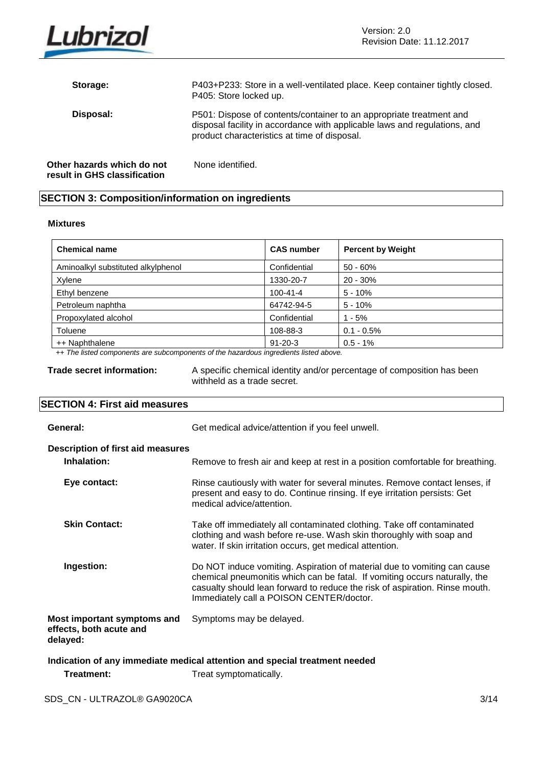**Storage:** P403+P233: Store in a well-ventilated place. Keep container tightly closed. P405: Store locked up.

**Disposal:** P501: Dispose of contents/container to an appropriate treatment and disposal facility in accordance with applicable laws and regulations, and product characteristics at time of disposal.

**Other hazards which do not result in GHS classification** None identified.

## SECTION 3: Composition/information on ingredients

### Mixtures

| Chemical name | CAS number | Percent by Weight |
|---|---|---|
| Aminoalkyl substituted alkylphenol | Confidential | 50 - 60% |
| Xylene | 1330-20-7 | 20 - 30% |
| Ethyl benzene | 100-41-4 | 5 - 10% |
| Petroleum naphtha | 64742-94-5 | 5 - 10% |
| Propoxylated alcohol | Confidential | 1 - 5% |
| Toluene | 108-88-3 | 0.1 - 0.5% |
| ++ Naphthalene | 91-20-3 | 0.5 - 1% |

*++ The listed components are subcomponents of the hazardous ingredients listed above.*

**Trade secret information:** A specific chemical identity and/or percentage of composition has been withheld as a trade secret.

## SECTION 4: First aid measures

**General:** Get medical advice/attention if you feel unwell.

### Description of first aid measures

**Inhalation:** Remove to fresh air and keep at rest in a position comfortable for breathing.

**Eye contact:** Rinse cautiously with water for several minutes. Remove contact lenses, if present and easy to do. Continue rinsing. If eye irritation persists: Get medical advice/attention.

**Skin Contact:** Take off immediately all contaminated clothing. Take off contaminated clothing and wash before re-use. Wash skin thoroughly with soap and water. If skin irritation occurs, get medical attention.

**Ingestion:** Do NOT induce vomiting. Aspiration of material due to vomiting can cause chemical pneumonitis which can be fatal. If vomiting occurs naturally, the casualty should lean forward to reduce the risk of aspiration. Rinse mouth. Immediately call a POISON CENTER/doctor.

**Most important symptoms and effects, both acute and delayed:** Symptoms may be delayed.

### Indication of any immediate medical attention and special treatment needed

**Treatment:** Treat symptomatically.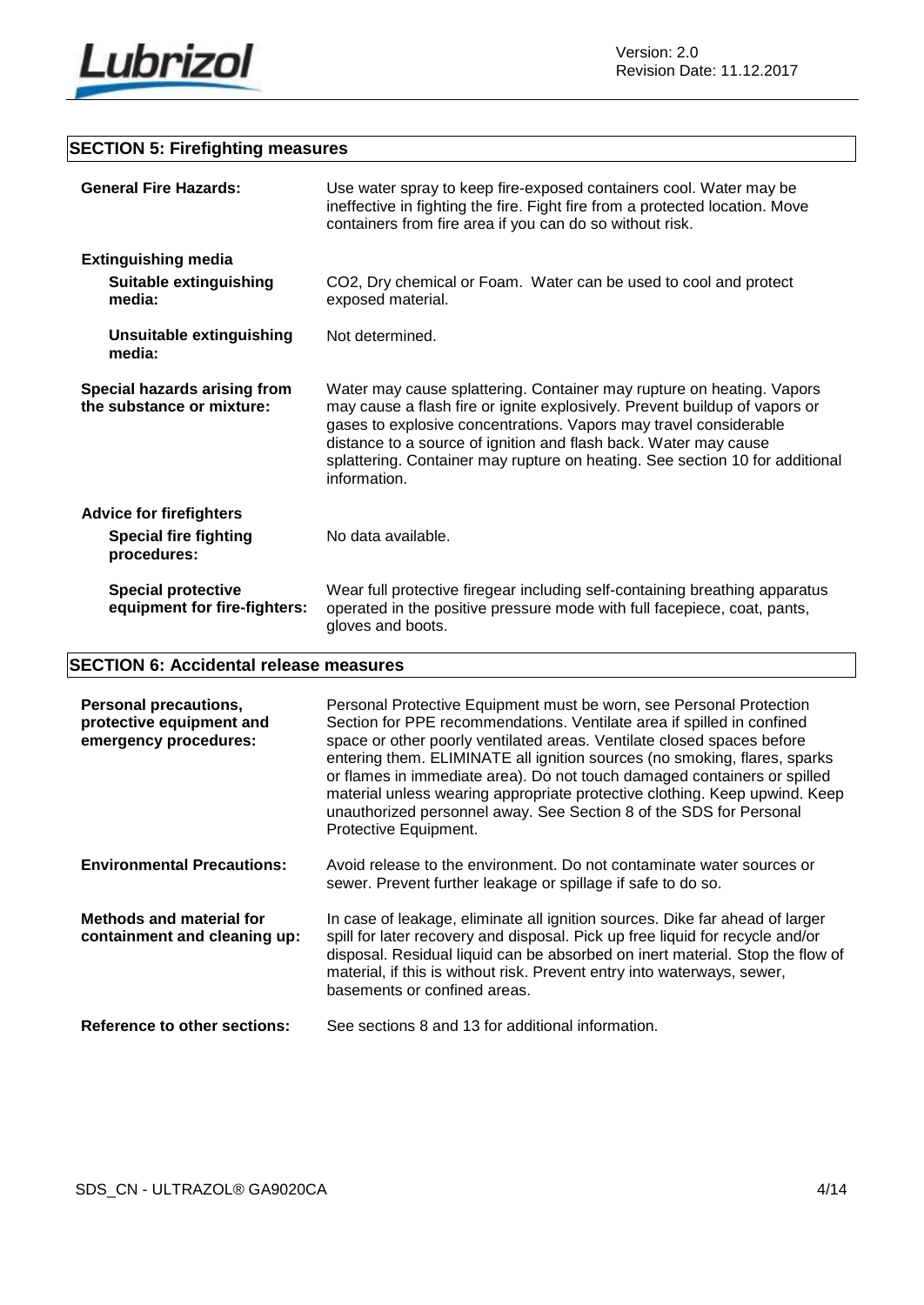## SECTION 5: Firefighting measures

**General Fire Hazards:** Use water spray to keep fire-exposed containers cool. Water may be ineffective in fighting the fire. Fight fire from a protected location. Move containers from fire area if you can do so without risk.

**Extinguishing media**

**Suitable extinguishing media:** $CO_2$, Dry chemical or Foam. Water can be used to cool and protect exposed material.

**Unsuitable extinguishing media:** Not determined.

**Special hazards arising from the substance or mixture:** Water may cause splattering. Container may rupture on heating. Vapors may cause a flash fire or ignite explosively. Prevent buildup of vapors or gases to explosive concentrations. Vapors may travel considerable distance to a source of ignition and flash back. Water may cause splattering. Container may rupture on heating. See section 10 for additional information.

**Advice for firefighters**

**Special fire fighting procedures:** No data available.

**Special protective equipment for fire-fighters:** Wear full protective firegear including self-containing breathing apparatus operated in the positive pressure mode with full facepiece, coat, pants, gloves and boots.

## SECTION 6: Accidental release measures

**Personal precautions, protective equipment and emergency procedures:** Personal Protective Equipment must be worn, see Personal Protection Section for PPE recommendations. Ventilate area if spilled in confined space or other poorly ventilated areas. Ventilate closed spaces before entering them. ELIMINATE all ignition sources (no smoking, flares, sparks or flames in immediate area). Do not touch damaged containers or spilled material unless wearing appropriate protective clothing. Keep upwind. Keep unauthorized personnel away. See Section 8 of the SDS for Personal Protective Equipment.

**Environmental Precautions:** Avoid release to the environment. Do not contaminate water sources or sewer. Prevent further leakage or spillage if safe to do so.

**Methods and material for containment and cleaning up:** In case of leakage, eliminate all ignition sources. Dike far ahead of larger spill for later recovery and disposal. Pick up free liquid for recycle and/or disposal. Residual liquid can be absorbed on inert material. Stop the flow of material, if this is without risk. Prevent entry into waterways, sewer, basements or confined areas.

**Reference to other sections:** See sections 8 and 13 for additional information.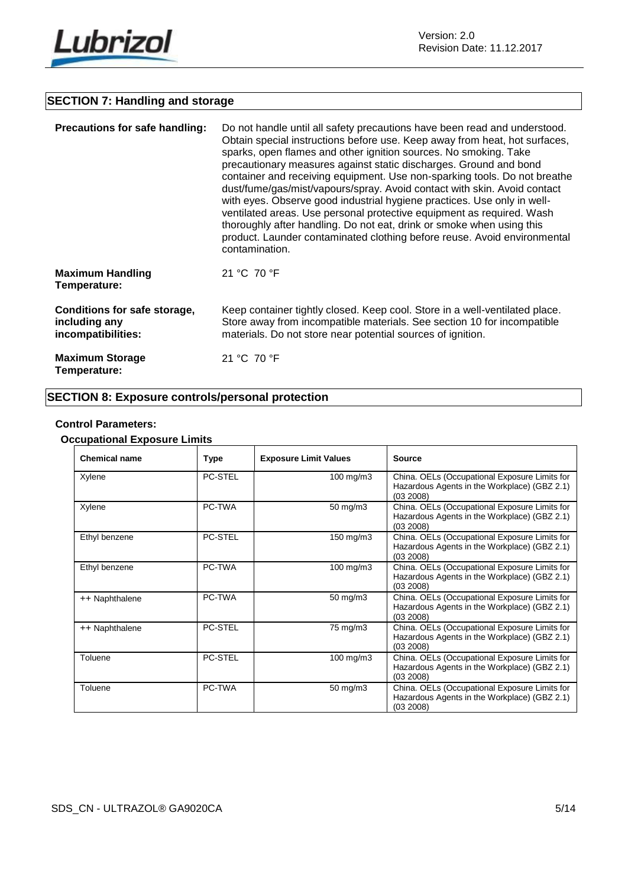## SECTION 7: Handling and storage

**Precautions for safe handling:** Do not handle until all safety precautions have been read and understood. Obtain special instructions before use. Keep away from heat, hot surfaces, sparks, open flames and other ignition sources. No smoking. Take precautionary measures against static discharges. Ground and bond container and receiving equipment. Use non-sparking tools. Do not breathe dust/fume/gas/mist/vapours/spray. Avoid contact with skin. Avoid contact with eyes. Observe good industrial hygiene practices. Use only in well-ventilated areas. Use personal protective equipment as required. Wash thoroughly after handling. Do not eat, drink or smoke when using this product. Launder contaminated clothing before reuse. Avoid environmental contamination.

**Maximum Handling Temperature:** 21 °C 70 °F

**Conditions for safe storage, including any incompatibilities:** Keep container tightly closed. Keep cool. Store in a well-ventilated place. Store away from incompatible materials. See section 10 for incompatible materials. Do not store near potential sources of ignition.

**Maximum Storage Temperature:** 21 °C 70 °F

## SECTION 8: Exposure controls/personal protection

**Control Parameters:**

**Occupational Exposure Limits**

| Chemical name | Type | Exposure Limit Values | Source |
|---|---|---|---|
| Xylene | PC-STEL | 100 mg/m3 | China. OELs (Occupational Exposure Limits for Hazardous Agents in the Workplace) (GBZ 2.1) (03 2008) |
| Xylene | PC-TWA | 50 mg/m3 | China. OELs (Occupational Exposure Limits for Hazardous Agents in the Workplace) (GBZ 2.1) (03 2008) |
| Ethyl benzene | PC-STEL | 150 mg/m3 | China. OELs (Occupational Exposure Limits for Hazardous Agents in the Workplace) (GBZ 2.1) (03 2008) |
| Ethyl benzene | PC-TWA | 100 mg/m3 | China. OELs (Occupational Exposure Limits for Hazardous Agents in the Workplace) (GBZ 2.1) (03 2008) |
| ++ Naphthalene | PC-TWA | 50 mg/m3 | China. OELs (Occupational Exposure Limits for Hazardous Agents in the Workplace) (GBZ 2.1) (03 2008) |
| ++ Naphthalene | PC-STEL | 75 mg/m3 | China. OELs (Occupational Exposure Limits for Hazardous Agents in the Workplace) (GBZ 2.1) (03 2008) |
| Toluene | PC-STEL | 100 mg/m3 | China. OELs (Occupational Exposure Limits for Hazardous Agents in the Workplace) (GBZ 2.1) (03 2008) |
| Toluene | PC-TWA | 50 mg/m3 | China. OELs (Occupational Exposure Limits for Hazardous Agents in the Workplace) (GBZ 2.1) (03 2008) |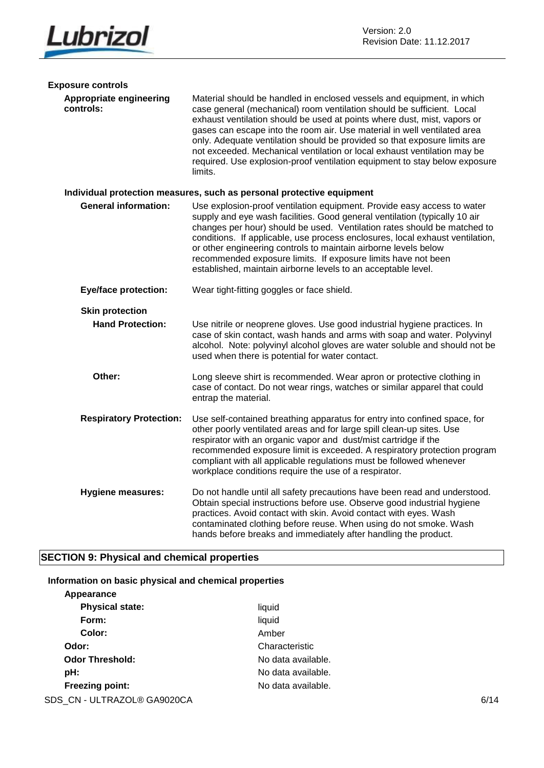**Exposure controls**

**Appropriate engineering controls:** Material should be handled in enclosed vessels and equipment, in which case general (mechanical) room ventilation should be sufficient. Local exhaust ventilation should be used at points where dust, mist, vapors or gases can escape into the room air. Use material in well ventilated area only. Adequate ventilation should be provided so that exposure limits are not exceeded. Mechanical ventilation or local exhaust ventilation may be required. Use explosion-proof ventilation equipment to stay below exposure limits.

**Individual protection measures, such as personal protective equipment**

**General information:** Use explosion-proof ventilation equipment. Provide easy access to water supply and eye wash facilities. Good general ventilation (typically 10 air changes per hour) should be used. Ventilation rates should be matched to conditions. If applicable, use process enclosures, local exhaust ventilation, or other engineering controls to maintain airborne levels below recommended exposure limits. If exposure limits have not been established, maintain airborne levels to an acceptable level.

**Eye/face protection:** Wear tight-fitting goggles or face shield.

**Skin protection**

**Hand Protection:** Use nitrile or neoprene gloves. Use good industrial hygiene practices. In case of skin contact, wash hands and arms with soap and water. Polyvinyl alcohol. Note: polyvinyl alcohol gloves are water soluble and should not be used when there is potential for water contact.

**Other:** Long sleeve shirt is recommended. Wear apron or protective clothing in case of contact. Do not wear rings, watches or similar apparel that could entrap the material.

**Respiratory Protection:** Use self-contained breathing apparatus for entry into confined space, for other poorly ventilated areas and for large spill clean-up sites. Use respirator with an organic vapor and dust/mist cartridge if the recommended exposure limit is exceeded. A respiratory protection program compliant with all applicable regulations must be followed whenever workplace conditions require the use of a respirator.

**Hygiene measures:** Do not handle until all safety precautions have been read and understood. Obtain special instructions before use. Observe good industrial hygiene practices. Avoid contact with skin. Avoid contact with eyes. Wash contaminated clothing before reuse. When using do not smoke. Wash hands before breaks and immediately after handling the product.

## SECTION 9: Physical and chemical properties

**Information on basic physical and chemical properties**

**Appearance**

| | |
|---|---|
| **Physical state:** | liquid |
| **Form:** | liquid |
| **Color:** | Amber |
| **Odor:** | Characteristic |
| **Odor Threshold:** | No data available. |
| **pH:** | No data available. |
| **Freezing point:** | No data available. |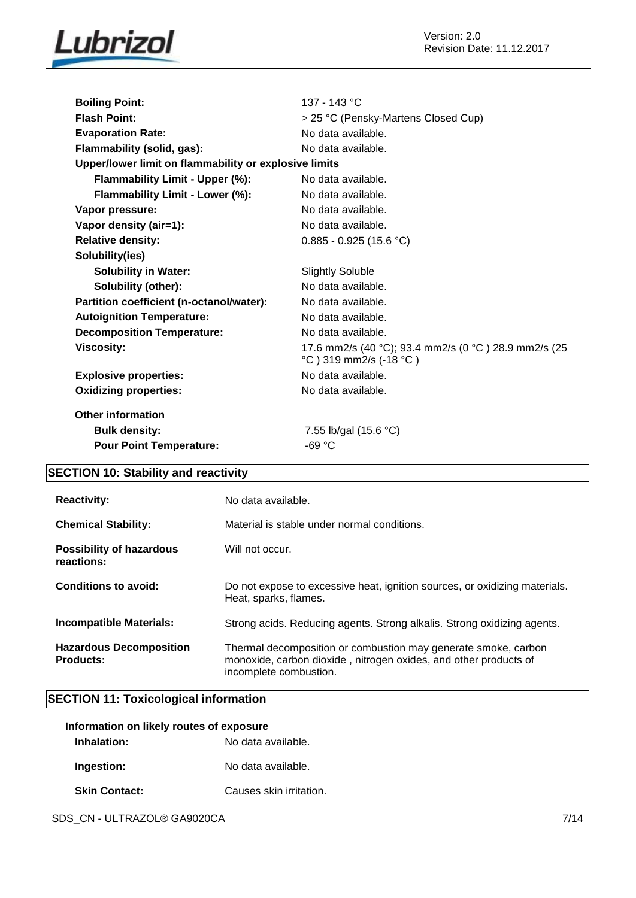| | |
|---|---|
| **Boiling Point:** | 137 - 143 °C |
| **Flash Point:** | > 25 °C (Pensky-Martens Closed Cup) |
| **Evaporation Rate:** | No data available. |
| **Flammability (solid, gas):** | No data available. |
| **Upper/lower limit on flammability or explosive limits** | |
| **Flammability Limit - Upper (%):** | No data available. |
| **Flammability Limit - Lower (%):** | No data available. |
| **Vapor pressure:** | No data available. |
| **Vapor density (air=1):** | No data available. |
| **Relative density:** | 0.885 - 0.925 (15.6 °C) |
| **Solubility(ies)** | |
| **Solubility in Water:** | Slightly Soluble |
| **Solubility (other):** | No data available. |
| **Partition coefficient (n-octanol/water):** | No data available. |
| **Autoignition Temperature:** | No data available. |
| **Decomposition Temperature:** | No data available. |
| **Viscosity:** | 17.6 mm2/s (40 °C); 93.4 mm2/s (0 °C ) 28.9 mm2/s (25 °C ) 319 mm2/s (-18 °C ) |
| **Explosive properties:** | No data available. |
| **Oxidizing properties:** | No data available. |

**Other information**

| | |
|---|---|
| **Bulk density:** | 7.55 lb/gal (15.6 °C) |
| **Pour Point Temperature:** | -69 °C |

## SECTION 10: Stability and reactivity

| | |
|---|---|
| **Reactivity:** | No data available. |
| **Chemical Stability:** | Material is stable under normal conditions. |
| **Possibility of hazardous reactions:** | Will not occur. |
| **Conditions to avoid:** | Do not expose to excessive heat, ignition sources, or oxidizing materials. Heat, sparks, flames. |
| **Incompatible Materials:** | Strong acids. Reducing agents. Strong alkalis. Strong oxidizing agents. |
| **Hazardous Decomposition Products:** | Thermal decomposition or combustion may generate smoke, carbon monoxide, carbon dioxide , nitrogen oxides, and other products of incomplete combustion. |

## SECTION 11: Toxicological information

**Information on likely routes of exposure**

| | |
|---|---|
| **Inhalation:** | No data available. |
| **Ingestion:** | No data available. |
| **Skin Contact:** | Causes skin irritation. |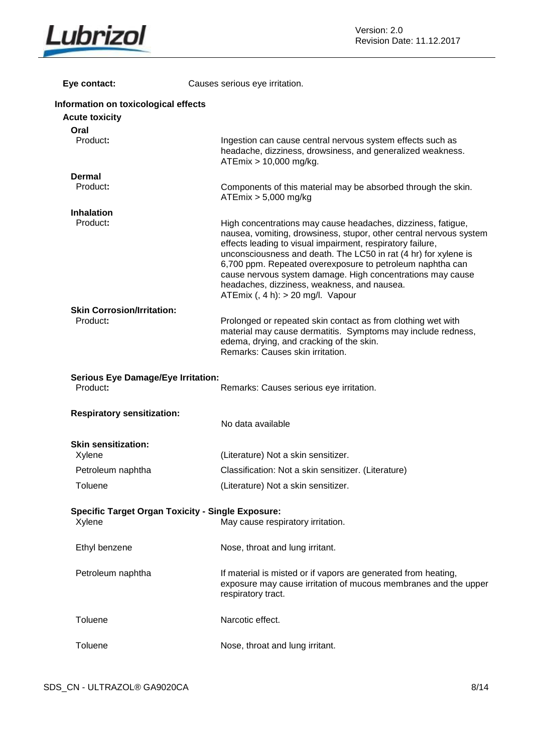**Eye contact:** Causes serious eye irritation.

## Information on toxicological effects

### Acute toxicity

**Oral**

| | |
|---|---|
| Product**:** | Ingestion can cause central nervous system effects such as headache, dizziness, drowsiness, and generalized weakness. ATEmix > 10,000 mg/kg. |

**Dermal**

| | |
|---|---|
| Product**:** | Components of this material may be absorbed through the skin. ATEmix > 5,000 mg/kg |

**Inhalation**

| | |
|---|---|
| Product**:** | High concentrations may cause headaches, dizziness, fatigue, nausea, vomiting, drowsiness, stupor, other central nervous system effects leading to visual impairment, respiratory failure, unconsciousness and death. The LC50 in rat (4 hr) for xylene is 6,700 ppm. Repeated overexposure to petroleum naphtha can cause nervous system damage. High concentrations may cause headaches, dizziness, weakness, and nausea. ATEmix (, 4 h): > 20 mg/l. Vapour |

**Skin Corrosion/Irritation:**

| | |
|---|---|
| Product**:** | Prolonged or repeated skin contact as from clothing wet with material may cause dermatitis. Symptoms may include redness, edema, drying, and cracking of the skin. Remarks: Causes skin irritation. |

**Serious Eye Damage/Eye Irritation:**

| | |
|---|---|
| Product**:** | Remarks: Causes serious eye irritation. |

**Respiratory sensitization:**

No data available

**Skin sensitization:**

| | |
|---|---|
| Xylene | (Literature) Not a skin sensitizer. |
| Petroleum naphtha | Classification: Not a skin sensitizer. (Literature) |
| Toluene | (Literature) Not a skin sensitizer. |

**Specific Target Organ Toxicity - Single Exposure:**

| | |
|---|---|
| Xylene | May cause respiratory irritation. |
| Ethyl benzene | Nose, throat and lung irritant. |
| Petroleum naphtha | If material is misted or if vapors are generated from heating, exposure may cause irritation of mucous membranes and the upper respiratory tract. |
| Toluene | Narcotic effect. |
| Toluene | Nose, throat and lung irritant. |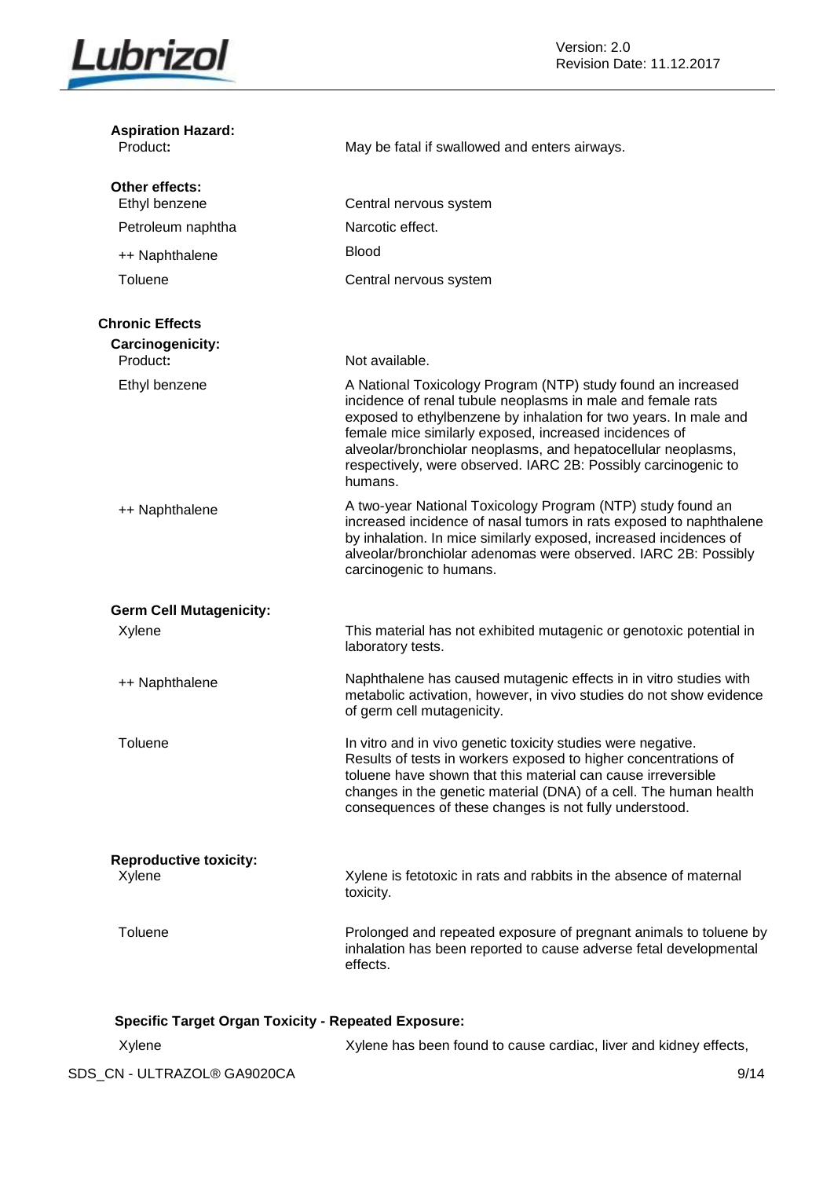**Aspiration Hazard:**

| | |
|---|---|
| Product**:** | May be fatal if swallowed and enters airways. |

**Other effects:**

| | |
|---|---|
| Ethyl benzene | Central nervous system |
| Petroleum naphtha | Narcotic effect. |
| ++ Naphthalene | Blood |
| Toluene | Central nervous system |

## Chronic Effects

**Carcinogenicity:**

| | |
|---|---|
| Product**:** | Not available. |
| Ethyl benzene | A National Toxicology Program (NTP) study found an increased incidence of renal tubule neoplasms in male and female rats exposed to ethylbenzene by inhalation for two years. In male and female mice similarly exposed, increased incidences of alveolar/bronchiolar neoplasms, and hepatocellular neoplasms, respectively, were observed. IARC 2B: Possibly carcinogenic to humans. |
| ++ Naphthalene | A two-year National Toxicology Program (NTP) study found an increased incidence of nasal tumors in rats exposed to naphthalene by inhalation. In mice similarly exposed, increased incidences of alveolar/bronchiolar adenomas were observed. IARC 2B: Possibly carcinogenic to humans. |

**Germ Cell Mutagenicity:**

| | |
|---|---|
| Xylene | This material has not exhibited mutagenic or genotoxic potential in laboratory tests. |
| ++ Naphthalene | Naphthalene has caused mutagenic effects in in vitro studies with metabolic activation, however, in vivo studies do not show evidence of germ cell mutagenicity. |
| Toluene | In vitro and in vivo genetic toxicity studies were negative. Results of tests in workers exposed to higher concentrations of toluene have shown that this material can cause irreversible changes in the genetic material (DNA) of a cell. The human health consequences of these changes is not fully understood. |

**Reproductive toxicity:**

| | |
|---|---|
| Xylene | Xylene is fetotoxic in rats and rabbits in the absence of maternal toxicity. |
| Toluene | Prolonged and repeated exposure of pregnant animals to toluene by inhalation has been reported to cause adverse fetal developmental effects. |

**Specific Target Organ Toxicity - Repeated Exposure:**

| | |
|---|---|
| Xylene | Xylene has been found to cause cardiac, liver and kidney effects, |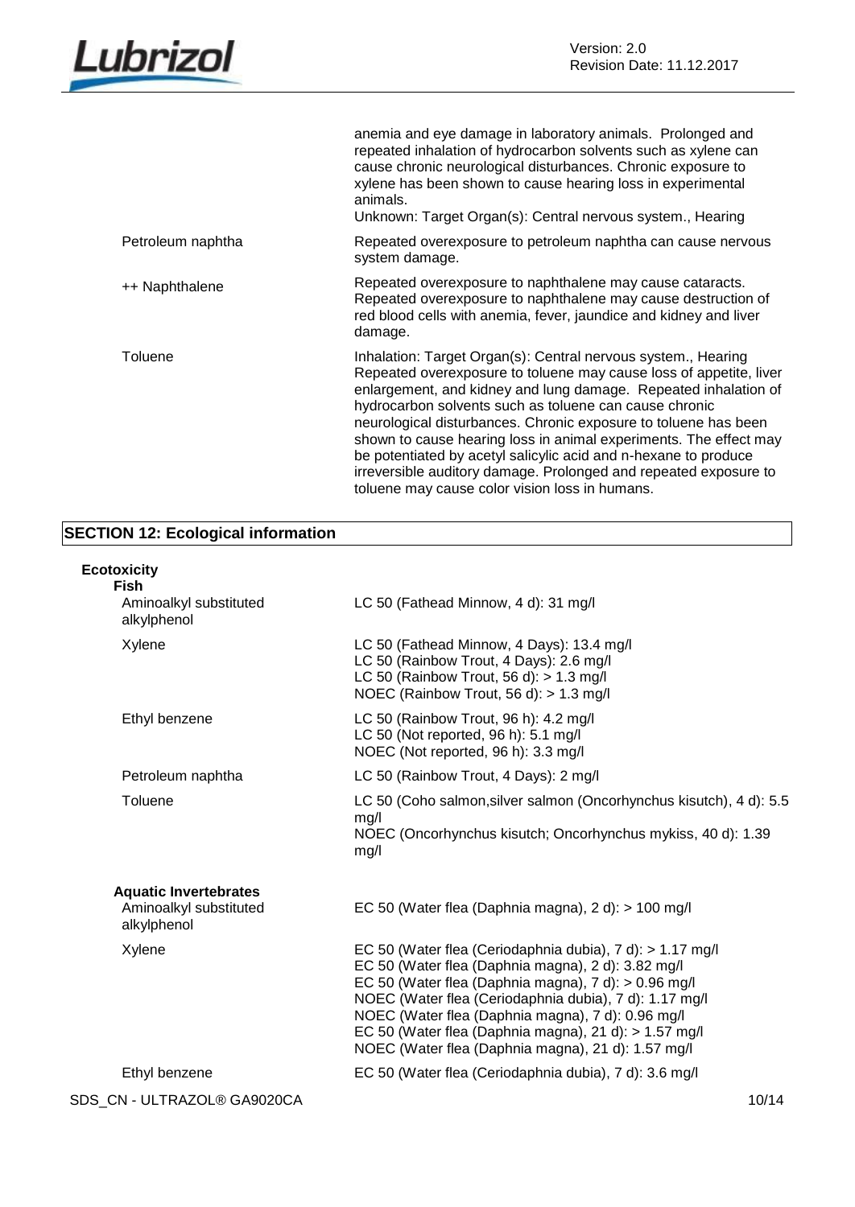| | |
|---|---|
| | anemia and eye damage in laboratory animals. Prolonged and repeated inhalation of hydrocarbon solvents such as xylene can cause chronic neurological disturbances. Chronic exposure to xylene has been shown to cause hearing loss in experimental animals.<br>Unknown: Target Organ(s): Central nervous system., Hearing |
| Petroleum naphtha | Repeated overexposure to petroleum naphtha can cause nervous system damage. |
| ++ Naphthalene | Repeated overexposure to naphthalene may cause cataracts. Repeated overexposure to naphthalene may cause destruction of red blood cells with anemia, fever, jaundice and kidney and liver damage. |
| Toluene | Inhalation: Target Organ(s): Central nervous system., Hearing<br>Repeated overexposure to toluene may cause loss of appetite, liver enlargement, and kidney and lung damage. Repeated inhalation of hydrocarbon solvents such as toluene can cause chronic neurological disturbances. Chronic exposure to toluene has been shown to cause hearing loss in animal experiments. The effect may be potentiated by acetyl salicylic acid and n-hexane to produce irreversible auditory damage. Prolonged and repeated exposure to toluene may cause color vision loss in humans. |

## SECTION 12: Ecological information

**Ecotoxicity**

**Fish**

| | |
|---|---|
| Aminoalkyl substituted alkylphenol | LC 50 (Fathead Minnow, 4 d): 31 mg/l |
| Xylene | LC 50 (Fathead Minnow, 4 Days): 13.4 mg/l<br>LC 50 (Rainbow Trout, 4 Days): 2.6 mg/l<br>LC 50 (Rainbow Trout, 56 d): > 1.3 mg/l<br>NOEC (Rainbow Trout, 56 d): > 1.3 mg/l |
| Ethyl benzene | LC 50 (Rainbow Trout, 96 h): 4.2 mg/l<br>LC 50 (Not reported, 96 h): 5.1 mg/l<br>NOEC (Not reported, 96 h): 3.3 mg/l |
| Petroleum naphtha | LC 50 (Rainbow Trout, 4 Days): 2 mg/l |
| Toluene | LC 50 (Coho salmon,silver salmon (Oncorhynchus kisutch), 4 d): 5.5 mg/l<br>NOEC (Oncorhynchus kisutch; Oncorhynchus mykiss, 40 d): 1.39 mg/l |

**Aquatic Invertebrates**

| | |
|---|---|
| Aminoalkyl substituted alkylphenol | EC 50 (Water flea (Daphnia magna), 2 d): > 100 mg/l |
| Xylene | EC 50 (Water flea (Ceriodaphnia dubia), 7 d): > 1.17 mg/l<br>EC 50 (Water flea (Daphnia magna), 2 d): 3.82 mg/l<br>EC 50 (Water flea (Daphnia magna), 7 d): > 0.96 mg/l<br>NOEC (Water flea (Ceriodaphnia dubia), 7 d): 1.17 mg/l<br>NOEC (Water flea (Daphnia magna), 7 d): 0.96 mg/l<br>EC 50 (Water flea (Daphnia magna), 21 d): > 1.57 mg/l<br>NOEC (Water flea (Daphnia magna), 21 d): 1.57 mg/l |
| Ethyl benzene | EC 50 (Water flea (Ceriodaphnia dubia), 7 d): 3.6 mg/l |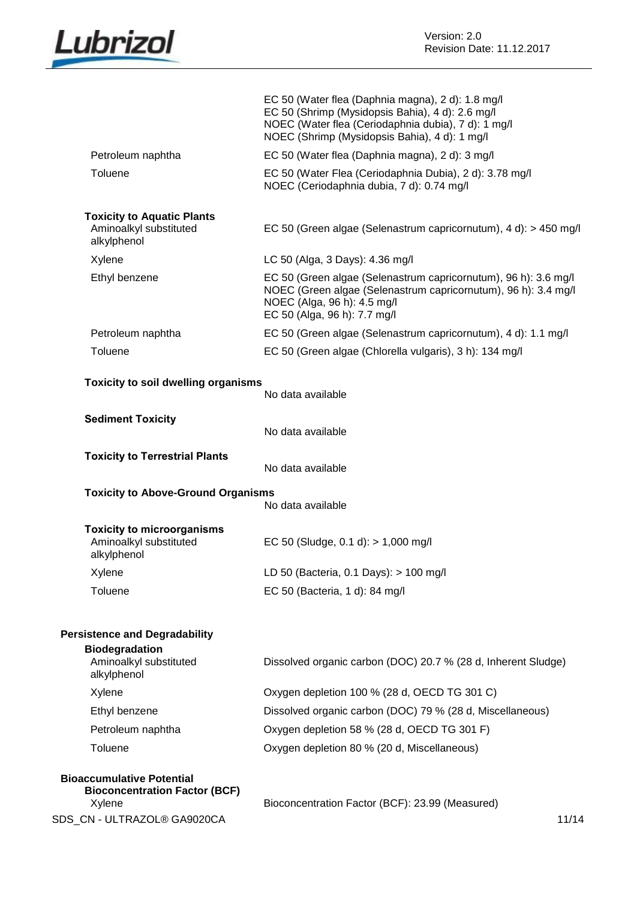| | |
|---|---|
| | EC 50 (Water flea (Daphnia magna), 2 d): 1.8 mg/l<br>EC 50 (Shrimp (Mysidopsis Bahia), 4 d): 2.6 mg/l<br>NOEC (Water flea (Ceriodaphnia dubia), 7 d): 1 mg/l<br>NOEC (Shrimp (Mysidopsis Bahia), 4 d): 1 mg/l |
| Petroleum naphtha | EC 50 (Water flea (Daphnia magna), 2 d): 3 mg/l |
| Toluene | EC 50 (Water Flea (Ceriodaphnia Dubia), 2 d): 3.78 mg/l<br>NOEC (Ceriodaphnia dubia, 7 d): 0.74 mg/l |

**Toxicity to Aquatic Plants**

| | |
|---|---|
| Aminoalkyl substituted alkylphenol | EC 50 (Green algae (Selenastrum capricornutum), 4 d): > 450 mg/l |
| Xylene | LC 50 (Alga, 3 Days): 4.36 mg/l |
| Ethyl benzene | EC 50 (Green algae (Selenastrum capricornutum), 96 h): 3.6 mg/l<br>NOEC (Green algae (Selenastrum capricornutum), 96 h): 3.4 mg/l<br>NOEC (Alga, 96 h): 4.5 mg/l<br>EC 50 (Alga, 96 h): 7.7 mg/l |
| Petroleum naphtha | EC 50 (Green algae (Selenastrum capricornutum), 4 d): 1.1 mg/l |
| Toluene | EC 50 (Green algae (Chlorella vulgaris), 3 h): 134 mg/l |

**Toxicity to soil dwelling organisms**

No data available

**Sediment Toxicity**

No data available

**Toxicity to Terrestrial Plants**

No data available

**Toxicity to Above-Ground Organisms**

No data available

**Toxicity to microorganisms**

| | |
|---|---|
| Aminoalkyl substituted alkylphenol | EC 50 (Sludge, 0.1 d): > 1,000 mg/l |
| Xylene | LD 50 (Bacteria, 0.1 Days): > 100 mg/l |
| Toluene | EC 50 (Bacteria, 1 d): 84 mg/l |

## Persistence and Degradability

**Biodegradation**

| | |
|---|---|
| Aminoalkyl substituted alkylphenol | Dissolved organic carbon (DOC) 20.7 % (28 d, Inherent Sludge) |
| Xylene | Oxygen depletion 100 % (28 d, OECD TG 301 C) |
| Ethyl benzene | Dissolved organic carbon (DOC) 79 % (28 d, Miscellaneous) |
| Petroleum naphtha | Oxygen depletion 58 % (28 d, OECD TG 301 F) |
| Toluene | Oxygen depletion 80 % (20 d, Miscellaneous) |

## Bioaccumulative Potential

**Bioconcentration Factor (BCF)**

| | |
|---|---|
| Xylene | Bioconcentration Factor (BCF): 23.99 (Measured) |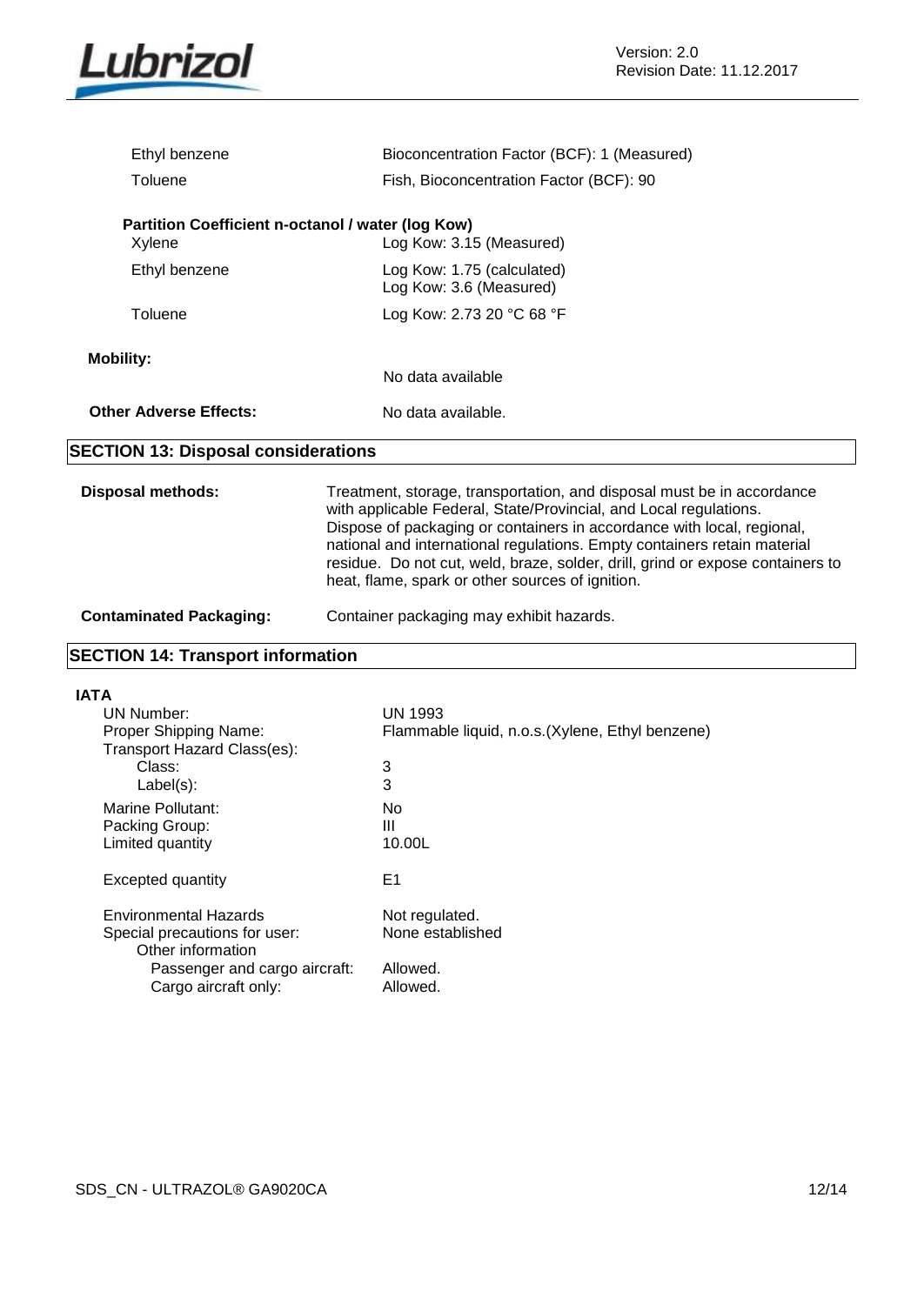| | |
|---|---|
| Ethyl benzene | Bioconcentration Factor (BCF): 1 (Measured) |
| Toluene | Fish, Bioconcentration Factor (BCF): 90 |

**Partition Coefficient n-octanol / water (log Kow)**

| | |
|---|---|
| Xylene | Log Kow: 3.15 (Measured) |
| Ethyl benzene | Log Kow: 1.75 (calculated)<br>Log Kow: 3.6 (Measured) |
| Toluene | Log Kow: 2.73 20 °C 68 °F |

**Mobility:** No data available

**Other Adverse Effects:** No data available.

## SECTION 13: Disposal considerations

**Disposal methods:** Treatment, storage, transportation, and disposal must be in accordance with applicable Federal, State/Provincial, and Local regulations. Dispose of packaging or containers in accordance with local, regional, national and international regulations. Empty containers retain material residue. Do not cut, weld, braze, solder, drill, grind or expose containers to heat, flame, spark or other sources of ignition.

**Contaminated Packaging:** Container packaging may exhibit hazards.

## SECTION 14: Transport information

**IATA**

| | |
|---|---|
| UN Number: | UN 1993 |
| Proper Shipping Name: | Flammable liquid, n.o.s.(Xylene, Ethyl benzene) |
| Transport Hazard Class(es): | |
| Class: | 3 |
| Label(s): | 3 |
| Marine Pollutant: | No |
| Packing Group: | III |
| Limited quantity | 10.00L |
| Excepted quantity | E1 |
| Environmental Hazards | Not regulated. |
| Special precautions for user: | None established |
| Other information | |
| Passenger and cargo aircraft: | Allowed. |
| Cargo aircraft only: | Allowed. |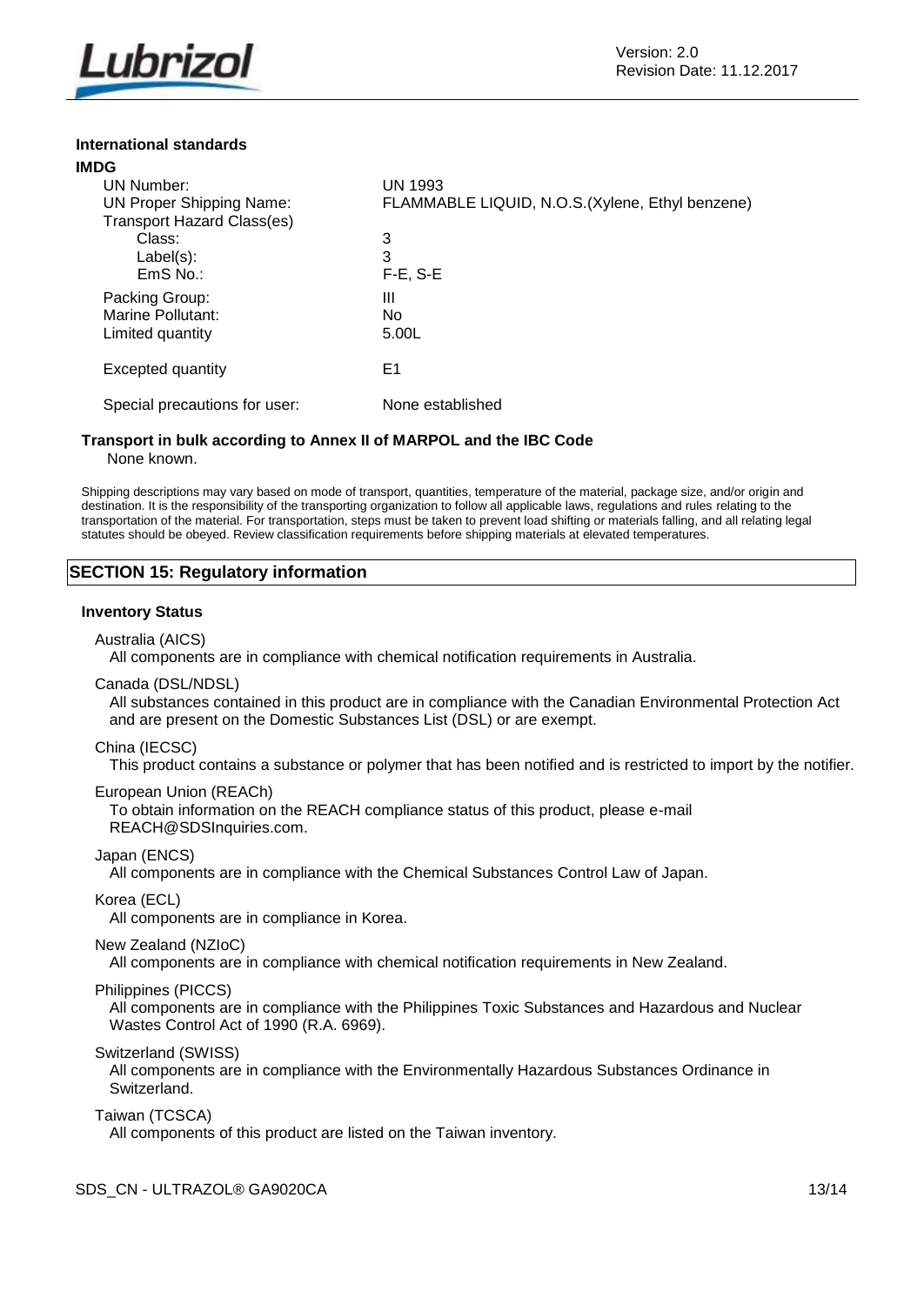**International standards**

**IMDG**

| | |
|---|---|
| UN Number: | UN 1993 |
| UN Proper Shipping Name: | FLAMMABLE LIQUID, N.O.S.(Xylene, Ethyl benzene) |
| Transport Hazard Class(es) | |
| Class: | 3 |
| Label(s): | 3 |
| EmS No.: | F-E, S-E |
| Packing Group: | III |
| Marine Pollutant: | No |
| Limited quantity | 5.00L |
| Excepted quantity | E1 |
| Special precautions for user: | None established |

**Transport in bulk according to Annex II of MARPOL and the IBC Code**

None known.

Shipping descriptions may vary based on mode of transport, quantities, temperature of the material, package size, and/or origin and destination. It is the responsibility of the transporting organization to follow all applicable laws, regulations and rules relating to the transportation of the material. For transportation, steps must be taken to prevent load shifting or materials falling, and all relating legal statutes should be obeyed. Review classification requirements before shipping materials at elevated temperatures.

## SECTION 15: Regulatory information

**Inventory Status**

Australia (AICS)
All components are in compliance with chemical notification requirements in Australia.

Canada (DSL/NDSL)
All substances contained in this product are in compliance with the Canadian Environmental Protection Act and are present on the Domestic Substances List (DSL) or are exempt.

China (IECSC)
This product contains a substance or polymer that has been notified and is restricted to import by the notifier.

European Union (REACh)
To obtain information on the REACH compliance status of this product, please e-mail REACH@SDSInquiries.com.

Japan (ENCS)
All components are in compliance with the Chemical Substances Control Law of Japan.

Korea (ECL)
All components are in compliance in Korea.

New Zealand (NZIoC)
All components are in compliance with chemical notification requirements in New Zealand.

Philippines (PICCS)
All components are in compliance with the Philippines Toxic Substances and Hazardous and Nuclear Wastes Control Act of 1990 (R.A. 6969).

Switzerland (SWISS)
All components are in compliance with the Environmentally Hazardous Substances Ordinance in Switzerland.

Taiwan (TCSCA)
All components of this product are listed on the Taiwan inventory.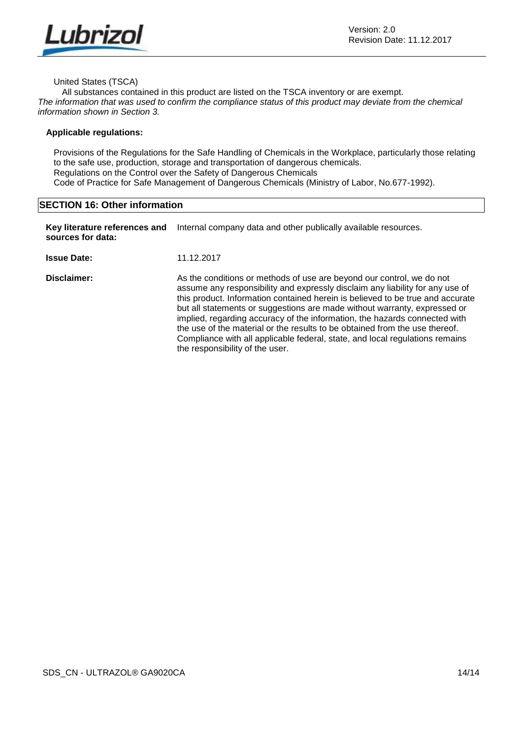United States (TSCA)

All substances contained in this product are listed on the TSCA inventory or are exempt.

*The information that was used to confirm the compliance status of this product may deviate from the chemical information shown in Section 3.*

**Applicable regulations:**

Provisions of the Regulations for the Safe Handling of Chemicals in the Workplace, particularly those relating to the safe use, production, storage and transportation of dangerous chemicals.
Regulations on the Control over the Safety of Dangerous Chemicals
Code of Practice for Safe Management of Dangerous Chemicals (Ministry of Labor, No.677-1992).

## SECTION 16: Other information

**Key literature references and sources for data:** Internal company data and other publically available resources.

**Issue Date:** 11.12.2017

**Disclaimer:** As the conditions or methods of use are beyond our control, we do not assume any responsibility and expressly disclaim any liability for any use of this product. Information contained herein is believed to be true and accurate but all statements or suggestions are made without warranty, expressed or implied, regarding accuracy of the information, the hazards connected with the use of the material or the results to be obtained from the use thereof. Compliance with all applicable federal, state, and local regulations remains the responsibility of the user.